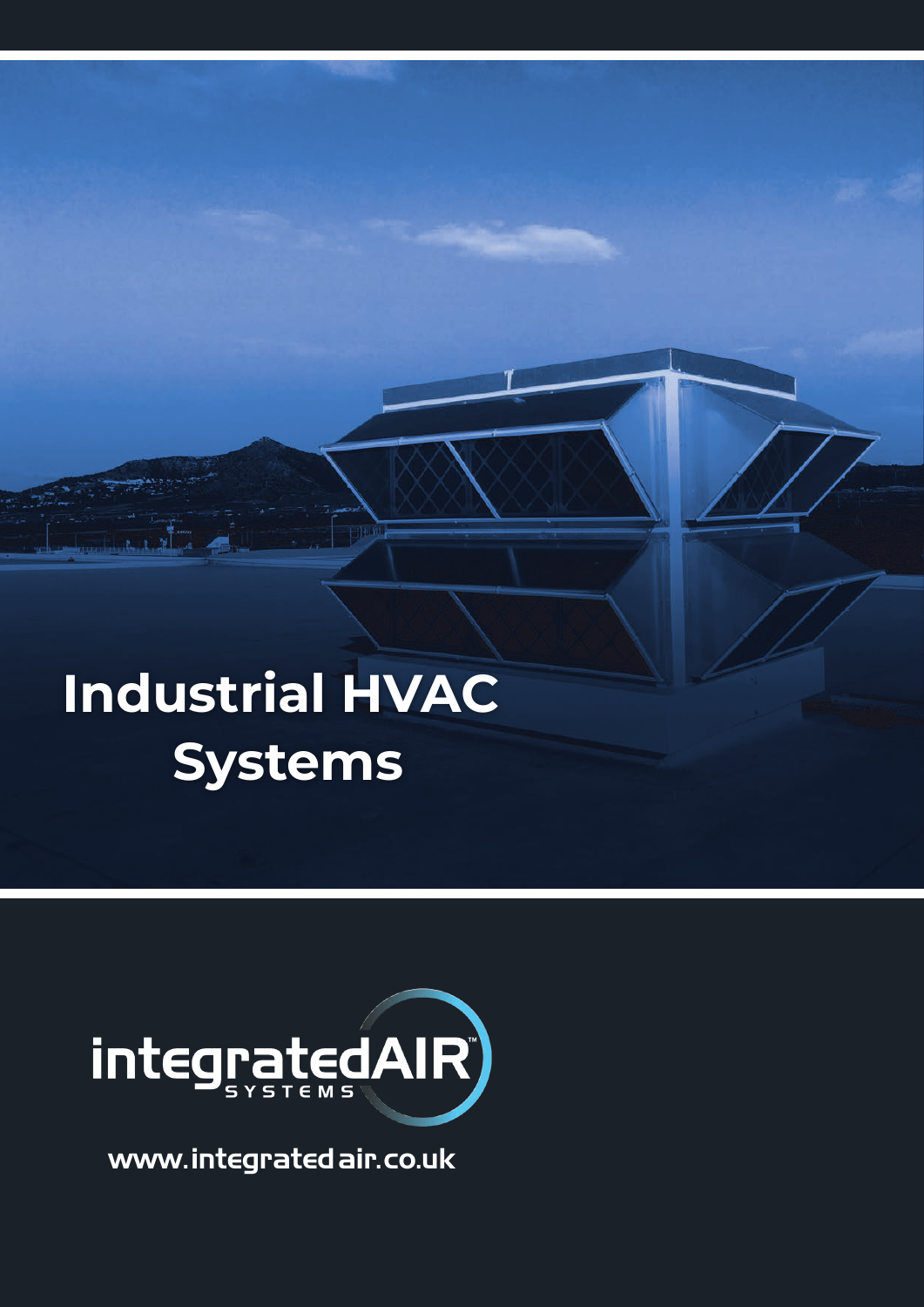# Industrial HVAC Systems

integratedAIR™ SYSTEMS

www.integratedair.co.uk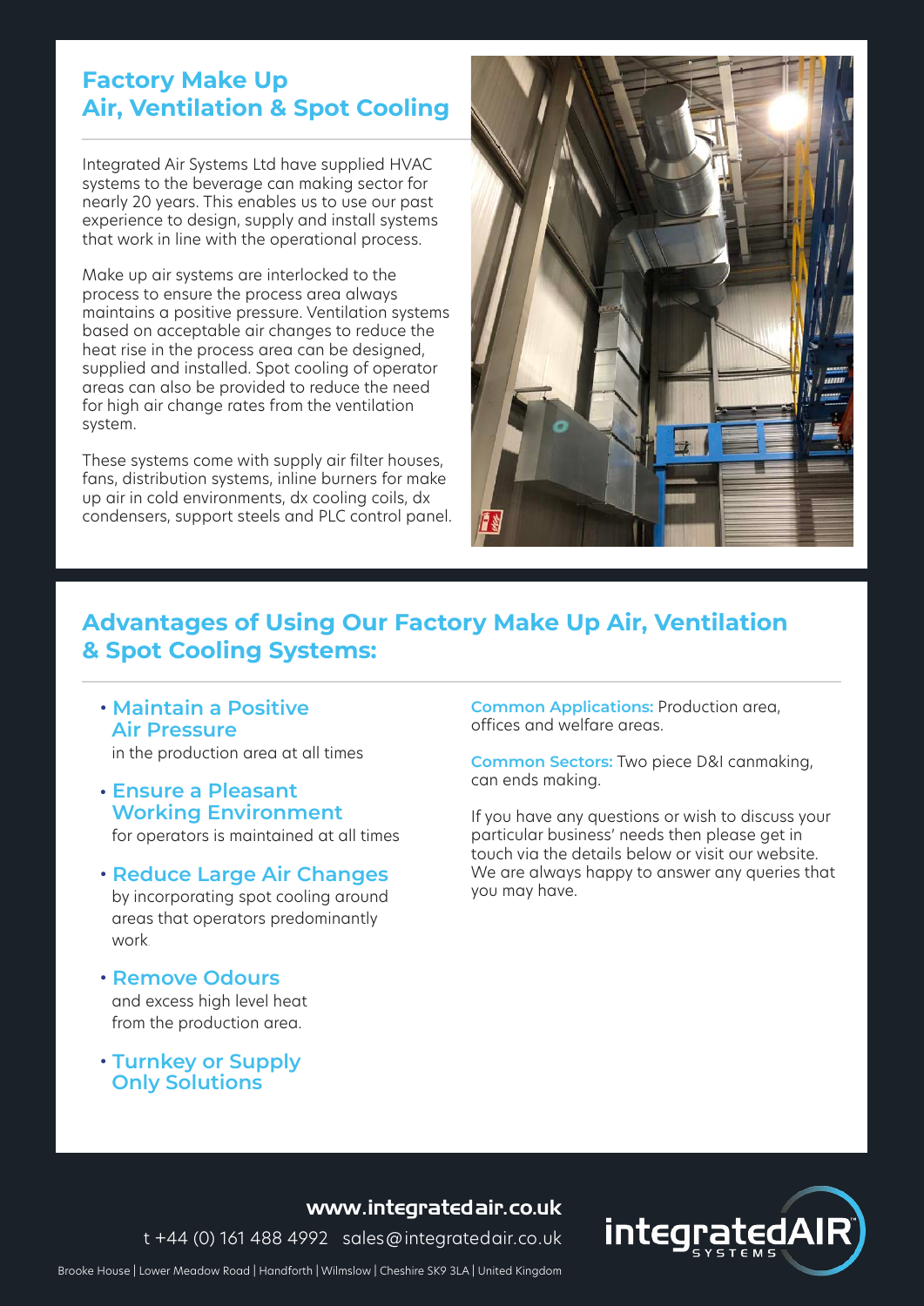## Factory Make Up Air, Ventilation & Spot Cooling

Integrated Air Systems Ltd have supplied HVAC systems to the beverage can making sector for nearly 20 years. This enables us to use our past experience to design, supply and install systems that work in line with the operational process.

Make up air systems are interlocked to the process to ensure the process area always maintains a positive pressure. Ventilation systems based on acceptable air changes to reduce the heat rise in the process area can be designed, supplied and installed. Spot cooling of operator areas can also be provided to reduce the need for high air change rates from the ventilation system.

These systems come with supply air filter houses, fans, distribution systems, inline burners for make up air in cold environments, dx cooling coils, dx condensers, support steels and PLC control panel.

## Advantages of Using Our Factory Make Up Air, Ventilation & Spot Cooling Systems:

- **Maintain a Positive Air Pressure**
  in the production area at all times
- **Ensure a Pleasant Working Environment**
  for operators is maintained at all times
- **Reduce Large Air Changes**
  by incorporating spot cooling around areas that operators predominantly work
- **Remove Odours**
  and excess high level heat from the production area.
- **Turnkey or Supply Only Solutions**

**Common Applications:** Production area, offices and welfare areas.

**Common Sectors:** Two piece D&I canmaking, can ends making.

If you have any questions or wish to discuss your particular business' needs then please get in touch via the details below or visit our website. We are always happy to answer any queries that you may have.

**www.integratedair.co.uk**

t +44 (0) 161 488 4992 sales@integratedair.co.uk

Brooke House | Lower Meadow Road | Handforth | Wilmslow | Cheshire SK9 3LA | United Kingdom